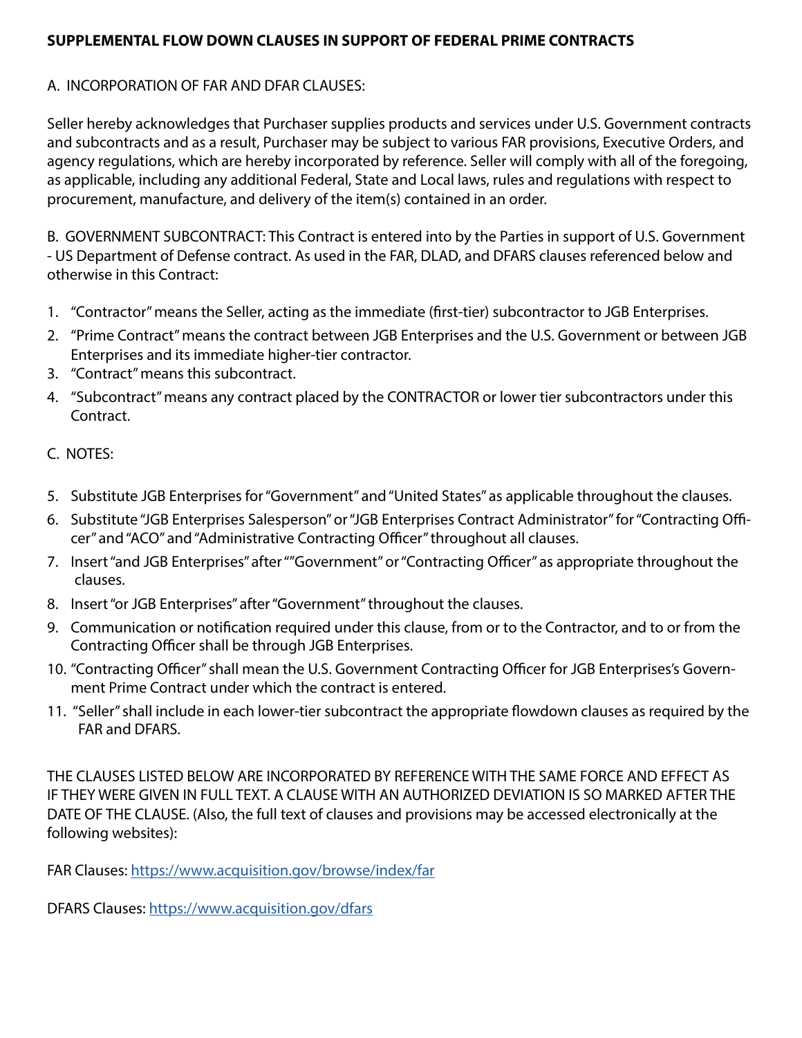**SUPPLEMENTAL FLOW DOWN CLAUSES IN SUPPORT OF FEDERAL PRIME CONTRACTS**

A. INCORPORATION OF FAR AND DFAR CLAUSES:

Seller hereby acknowledges that Purchaser supplies products and services under U.S. Government contracts and subcontracts and as a result, Purchaser may be subject to various FAR provisions, Executive Orders, and agency regulations, which are hereby incorporated by reference. Seller will comply with all of the foregoing, as applicable, including any additional Federal, State and Local laws, rules and regulations with respect to procurement, manufacture, and delivery of the item(s) contained in an order.

B. GOVERNMENT SUBCONTRACT: This Contract is entered into by the Parties in support of U.S. Government - US Department of Defense contract. As used in the FAR, DLAD, and DFARS clauses referenced below and otherwise in this Contract:

1. "Contractor" means the Seller, acting as the immediate (first-tier) subcontractor to JGB Enterprises.
2. "Prime Contract" means the contract between JGB Enterprises and the U.S. Government or between JGB Enterprises and its immediate higher-tier contractor.
3. "Contract" means this subcontract.
4. "Subcontract" means any contract placed by the CONTRACTOR or lower tier subcontractors under this Contract.

C. NOTES:

5. Substitute JGB Enterprises for "Government" and "United States" as applicable throughout the clauses.
6. Substitute "JGB Enterprises Salesperson" or "JGB Enterprises Contract Administrator" for "Contracting Officer" and "ACO" and "Administrative Contracting Officer" throughout all clauses.
7. Insert "and JGB Enterprises" after ""Government" or "Contracting Officer" as appropriate throughout the clauses.
8. Insert "or JGB Enterprises" after "Government" throughout the clauses.
9. Communication or notification required under this clause, from or to the Contractor, and to or from the Contracting Officer shall be through JGB Enterprises.
10. "Contracting Officer" shall mean the U.S. Government Contracting Officer for JGB Enterprises's Government Prime Contract under which the contract is entered.
11. "Seller" shall include in each lower-tier subcontract the appropriate flowdown clauses as required by the FAR and DFARS.

THE CLAUSES LISTED BELOW ARE INCORPORATED BY REFERENCE WITH THE SAME FORCE AND EFFECT AS IF THEY WERE GIVEN IN FULL TEXT. A CLAUSE WITH AN AUTHORIZED DEVIATION IS SO MARKED AFTER THE DATE OF THE CLAUSE. (Also, the full text of clauses and provisions may be accessed electronically at the following websites):

FAR Clauses: [https://www.acquisition.gov/browse/index/far](https://www.acquisition.gov/browse/index/far)

DFARS Clauses: [https://www.acquisition.gov/dfars](https://www.acquisition.gov/dfars)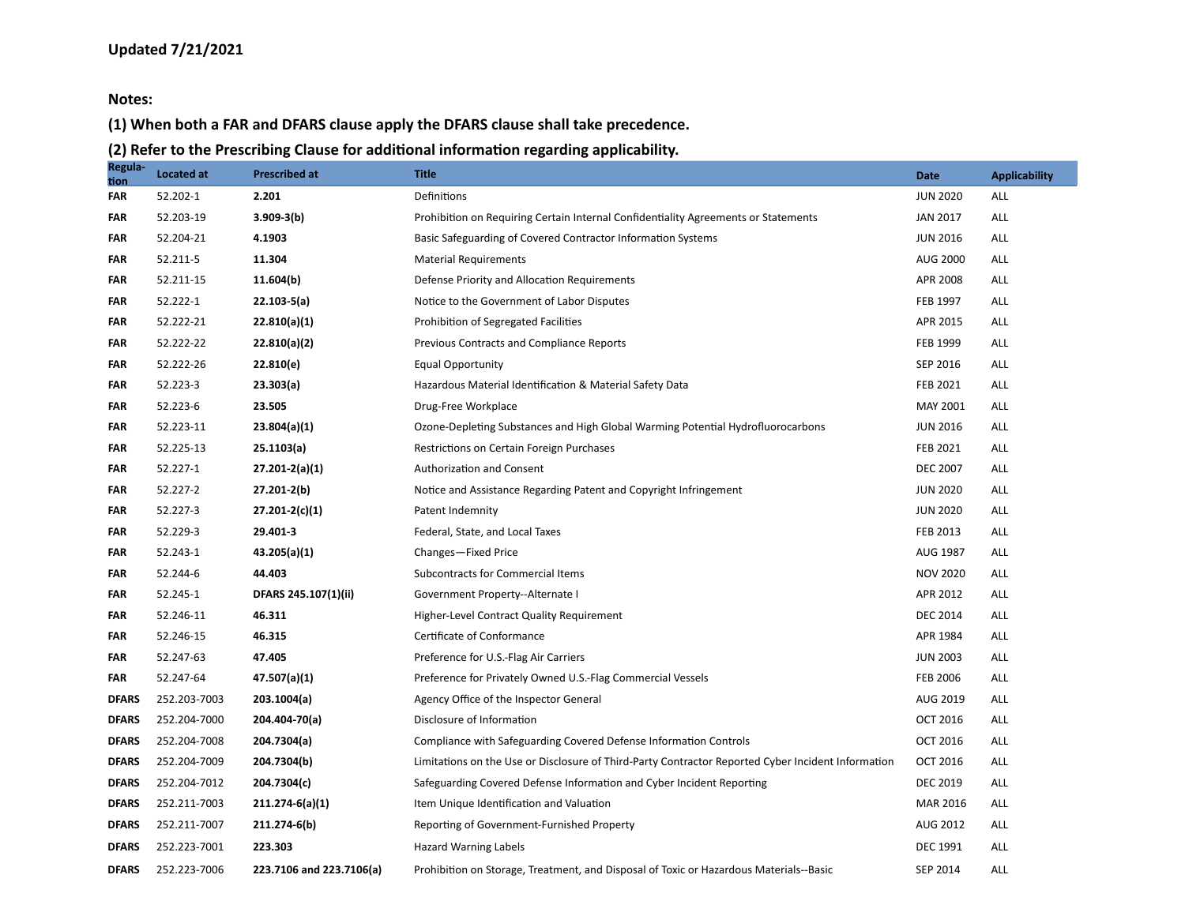**Updated 7/21/2021**

**Notes:**

**(1) When both a FAR and DFARS clause apply the DFARS clause shall take precedence.**

**(2) Refer to the Prescribing Clause for additional information regarding applicability.**

| Regulation | Located at | Prescribed at | Title | Date | Applicability |
|---|---|---|---|---|---|
| **FAR** | 52.202-1 | **2.201** | Definitions | JUN 2020 | ALL |
| **FAR** | 52.203-19 | **3.909-3(b)** | Prohibition on Requiring Certain Internal Confidentiality Agreements or Statements | JAN 2017 | ALL |
| **FAR** | 52.204-21 | **4.1903** | Basic Safeguarding of Covered Contractor Information Systems | JUN 2016 | ALL |
| **FAR** | 52.211-5 | **11.304** | Material Requirements | AUG 2000 | ALL |
| **FAR** | 52.211-15 | **11.604(b)** | Defense Priority and Allocation Requirements | APR 2008 | ALL |
| **FAR** | 52.222-1 | **22.103-5(a)** | Notice to the Government of Labor Disputes | FEB 1997 | ALL |
| **FAR** | 52.222-21 | **22.810(a)(1)** | Prohibition of Segregated Facilities | APR 2015 | ALL |
| **FAR** | 52.222-22 | **22.810(a)(2)** | Previous Contracts and Compliance Reports | FEB 1999 | ALL |
| **FAR** | 52.222-26 | **22.810(e)** | Equal Opportunity | SEP 2016 | ALL |
| **FAR** | 52.223-3 | **23.303(a)** | Hazardous Material Identification & Material Safety Data | FEB 2021 | ALL |
| **FAR** | 52.223-6 | **23.505** | Drug-Free Workplace | MAY 2001 | ALL |
| **FAR** | 52.223-11 | **23.804(a)(1)** | Ozone-Depleting Substances and High Global Warming Potential Hydrofluorocarbons | JUN 2016 | ALL |
| **FAR** | 52.225-13 | **25.1103(a)** | Restrictions on Certain Foreign Purchases | FEB 2021 | ALL |
| **FAR** | 52.227-1 | **27.201-2(a)(1)** | Authorization and Consent | DEC 2007 | ALL |
| **FAR** | 52.227-2 | **27.201-2(b)** | Notice and Assistance Regarding Patent and Copyright Infringement | JUN 2020 | ALL |
| **FAR** | 52.227-3 | **27.201-2(c)(1)** | Patent Indemnity | JUN 2020 | ALL |
| **FAR** | 52.229-3 | **29.401-3** | Federal, State, and Local Taxes | FEB 2013 | ALL |
| **FAR** | 52.243-1 | **43.205(a)(1)** | Changes—Fixed Price | AUG 1987 | ALL |
| **FAR** | 52.244-6 | **44.403** | Subcontracts for Commercial Items | NOV 2020 | ALL |
| **FAR** | 52.245-1 | **DFARS 245.107(1)(ii)** | Government Property--Alternate I | APR 2012 | ALL |
| **FAR** | 52.246-11 | **46.311** | Higher-Level Contract Quality Requirement | DEC 2014 | ALL |
| **FAR** | 52.246-15 | **46.315** | Certificate of Conformance | APR 1984 | ALL |
| **FAR** | 52.247-63 | **47.405** | Preference for U.S.-Flag Air Carriers | JUN 2003 | ALL |
| **FAR** | 52.247-64 | **47.507(a)(1)** | Preference for Privately Owned U.S.-Flag Commercial Vessels | FEB 2006 | ALL |
| **DFARS** | 252.203-7003 | **203.1004(a)** | Agency Office of the Inspector General | AUG 2019 | ALL |
| **DFARS** | 252.204-7000 | **204.404-70(a)** | Disclosure of Information | OCT 2016 | ALL |
| **DFARS** | 252.204-7008 | **204.7304(a)** | Compliance with Safeguarding Covered Defense Information Controls | OCT 2016 | ALL |
| **DFARS** | 252.204-7009 | **204.7304(b)** | Limitations on the Use or Disclosure of Third-Party Contractor Reported Cyber Incident Information | OCT 2016 | ALL |
| **DFARS** | 252.204-7012 | **204.7304(c)** | Safeguarding Covered Defense Information and Cyber Incident Reporting | DEC 2019 | ALL |
| **DFARS** | 252.211-7003 | **211.274-6(a)(1)** | Item Unique Identification and Valuation | MAR 2016 | ALL |
| **DFARS** | 252.211-7007 | **211.274-6(b)** | Reporting of Government-Furnished Property | AUG 2012 | ALL |
| **DFARS** | 252.223-7001 | **223.303** | Hazard Warning Labels | DEC 1991 | ALL |
| **DFARS** | 252.223-7006 | **223.7106 and 223.7106(a)** | Prohibition on Storage, Treatment, and Disposal of Toxic or Hazardous Materials--Basic | SEP 2014 | ALL |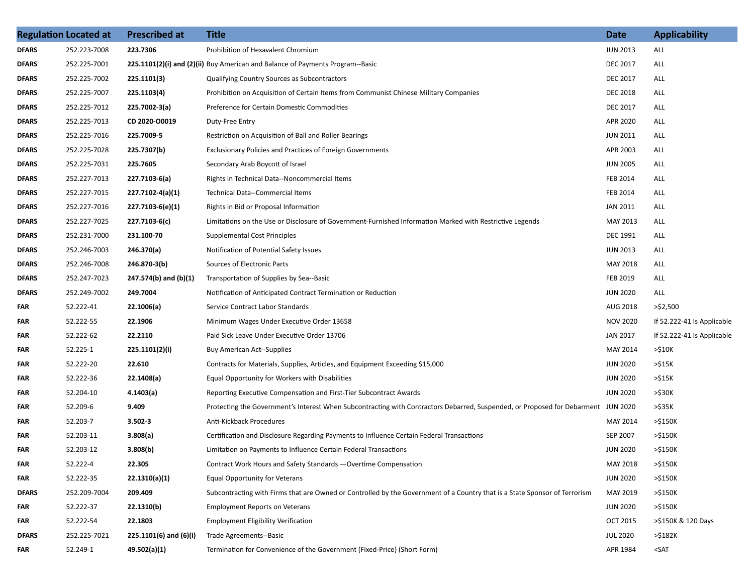| Regulation | Located at | Prescribed at | Title | Date | Applicability |
|---|---|---|---|---|---|
| **DFARS** | 252.223-7008 | **223.7306** | Prohibition of Hexavalent Chromium | JUN 2013 | ALL |
| **DFARS** | 252.225-7001 | **225.1101(2)(i) and (2)(ii)** | Buy American and Balance of Payments Program--Basic | DEC 2017 | ALL |
| **DFARS** | 252.225-7002 | **225.1101(3)** | Qualifying Country Sources as Subcontractors | DEC 2017 | ALL |
| **DFARS** | 252.225-7007 | **225.1103(4)** | Prohibition on Acquisition of Certain Items from Communist Chinese Military Companies | DEC 2018 | ALL |
| **DFARS** | 252.225-7012 | **225.7002-3(a)** | Preference for Certain Domestic Commodities | DEC 2017 | ALL |
| **DFARS** | 252.225-7013 | **CD 2020-O0019** | Duty-Free Entry | APR 2020 | ALL |
| **DFARS** | 252.225-7016 | **225.7009-5** | Restriction on Acquisition of Ball and Roller Bearings | JUN 2011 | ALL |
| **DFARS** | 252.225-7028 | **225.7307(b)** | Exclusionary Policies and Practices of Foreign Governments | APR 2003 | ALL |
| **DFARS** | 252.225-7031 | **225.7605** | Secondary Arab Boycott of Israel | JUN 2005 | ALL |
| **DFARS** | 252.227-7013 | **227.7103-6(a)** | Rights in Technical Data--Noncommercial Items | FEB 2014 | ALL |
| **DFARS** | 252.227-7015 | **227.7102-4(a)(1)** | Technical Data--Commercial Items | FEB 2014 | ALL |
| **DFARS** | 252.227-7016 | **227.7103-6(e)(1)** | Rights in Bid or Proposal Information | JAN 2011 | ALL |
| **DFARS** | 252.227-7025 | **227.7103-6(c)** | Limitations on the Use or Disclosure of Government-Furnished Information Marked with Restrictive Legends | MAY 2013 | ALL |
| **DFARS** | 252.231-7000 | **231.100-70** | Supplemental Cost Principles | DEC 1991 | ALL |
| **DFARS** | 252.246-7003 | **246.370(a)** | Notification of Potential Safety Issues | JUN 2013 | ALL |
| **DFARS** | 252.246-7008 | **246.870-3(b)** | Sources of Electronic Parts | MAY 2018 | ALL |
| **DFARS** | 252.247-7023 | **247.574(b) and (b)(1)** | Transportation of Supplies by Sea--Basic | FEB 2019 | ALL |
| **DFARS** | 252.249-7002 | **249.7004** | Notification of Anticipated Contract Termination or Reduction | JUN 2020 | ALL |
| **FAR** | 52.222-41 | **22.1006(a)** | Service Contract Labor Standards | AUG 2018 | >$2,500 |
| **FAR** | 52.222-55 | **22.1906** | Minimum Wages Under Executive Order 13658 | NOV 2020 | If 52.222-41 Is Applicable |
| **FAR** | 52.222-62 | **22.2110** | Paid Sick Leave Under Executive Order 13706 | JAN 2017 | If 52.222-41 Is Applicable |
| **FAR** | 52.225-1 | **225.1101(2)(i)** | Buy American Act--Supplies | MAY 2014 | >$10K |
| **FAR** | 52.222-20 | **22.610** | Contracts for Materials, Supplies, Articles, and Equipment Exceeding $15,000 | JUN 2020 | >$15K |
| **FAR** | 52.222-36 | **22.1408(a)** | Equal Opportunity for Workers with Disabilities | JUN 2020 | >$15K |
| **FAR** | 52.204-10 | **4.1403(a)** | Reporting Executive Compensation and First-Tier Subcontract Awards | JUN 2020 | >$30K |
| **FAR** | 52.209-6 | **9.409** | Protecting the Government's Interest When Subcontracting with Contractors Debarred, Suspended, or Proposed for Debarment | JUN 2020 | >$35K |
| **FAR** | 52.203-7 | **3.502-3** | Anti-Kickback Procedures | MAY 2014 | >$150K |
| **FAR** | 52.203-11 | **3.808(a)** | Certification and Disclosure Regarding Payments to Influence Certain Federal Transactions | SEP 2007 | >$150K |
| **FAR** | 52.203-12 | **3.808(b)** | Limitation on Payments to Influence Certain Federal Transactions | JUN 2020 | >$150K |
| **FAR** | 52.222-4 | **22.305** | Contract Work Hours and Safety Standards —Overtime Compensation | MAY 2018 | >$150K |
| **FAR** | 52.222-35 | **22.1310(a)(1)** | Equal Opportunity for Veterans | JUN 2020 | >$150K |
| **DFARS** | 252.209-7004 | **209.409** | Subcontracting with Firms that are Owned or Controlled by the Government of a Country that is a State Sponsor of Terrorism | MAY 2019 | >$150K |
| **FAR** | 52.222-37 | **22.1310(b)** | Employment Reports on Veterans | JUN 2020 | >$150K |
| **FAR** | 52.222-54 | **22.1803** | Employment Eligibility Verification | OCT 2015 | >$150K & 120 Days |
| **DFARS** | 252.225-7021 | **225.1101(6) and (6)(i)** | Trade Agreements--Basic | JUL 2020 | >$182K |
| **FAR** | 52.249-1 | **49.502(a)(1)** | Termination for Convenience of the Government (Fixed-Price) (Short Form) | APR 1984 | <SAT |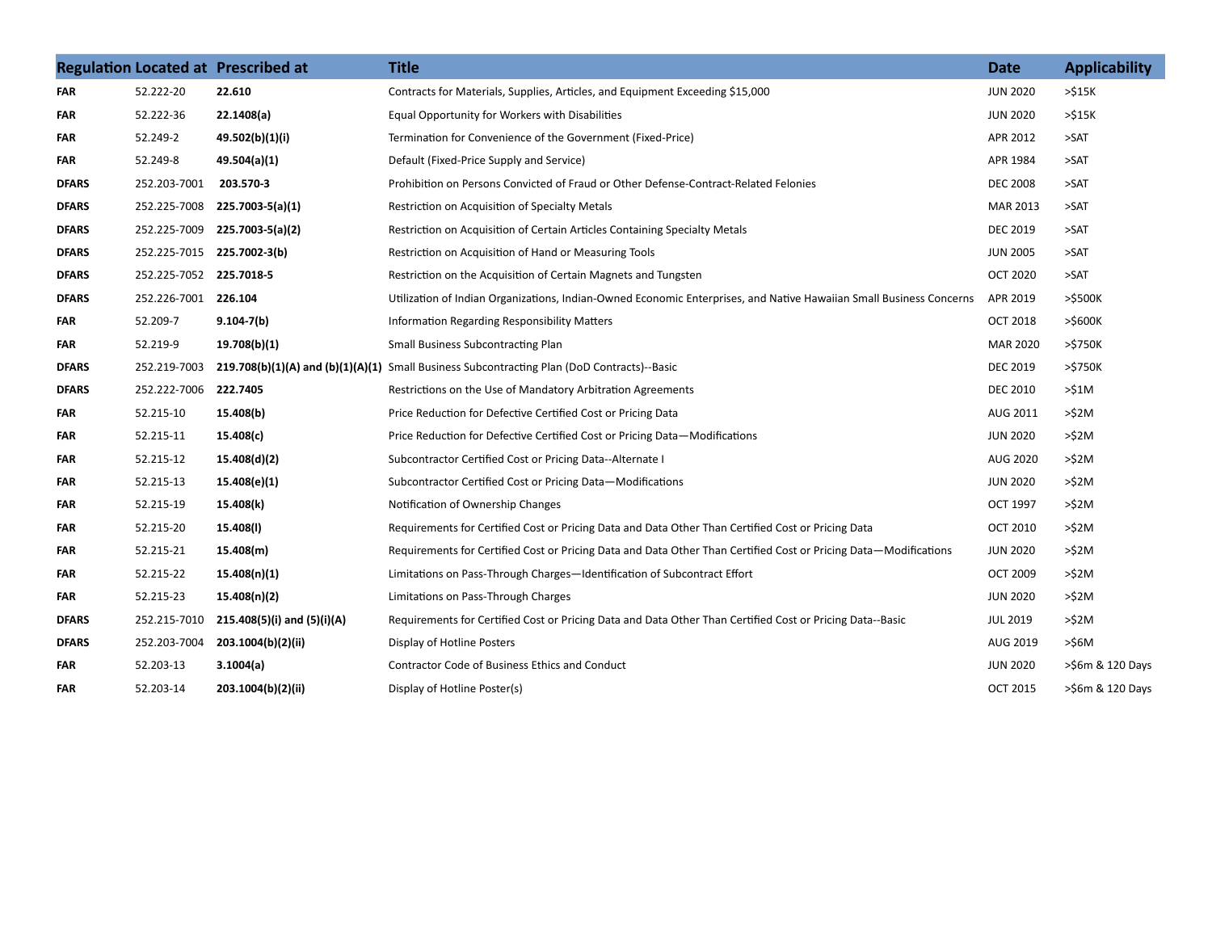| Regulation | Located at | Prescribed at | Title | Date | Applicability |
|---|---|---|---|---|---|
| **FAR** | 52.222-20 | **22.610** | Contracts for Materials, Supplies, Articles, and Equipment Exceeding $15,000 | JUN 2020 | >$15K |
| **FAR** | 52.222-36 | **22.1408(a)** | Equal Opportunity for Workers with Disabilities | JUN 2020 | >$15K |
| **FAR** | 52.249-2 | **49.502(b)(1)(i)** | Termination for Convenience of the Government (Fixed-Price) | APR 2012 | >SAT |
| **FAR** | 52.249-8 | **49.504(a)(1)** | Default (Fixed-Price Supply and Service) | APR 1984 | >SAT |
| **DFARS** | 252.203-7001 | **203.570-3** | Prohibition on Persons Convicted of Fraud or Other Defense-Contract-Related Felonies | DEC 2008 | >SAT |
| **DFARS** | 252.225-7008 | **225.7003-5(a)(1)** | Restriction on Acquisition of Specialty Metals | MAR 2013 | >SAT |
| **DFARS** | 252.225-7009 | **225.7003-5(a)(2)** | Restriction on Acquisition of Certain Articles Containing Specialty Metals | DEC 2019 | >SAT |
| **DFARS** | 252.225-7015 | **225.7002-3(b)** | Restriction on Acquisition of Hand or Measuring Tools | JUN 2005 | >SAT |
| **DFARS** | 252.225-7052 | **225.7018-5** | Restriction on the Acquisition of Certain Magnets and Tungsten | OCT 2020 | >SAT |
| **DFARS** | 252.226-7001 | **226.104** | Utilization of Indian Organizations, Indian-Owned Economic Enterprises, and Native Hawaiian Small Business Concerns | APR 2019 | >$500K |
| **FAR** | 52.209-7 | **9.104-7(b)** | Information Regarding Responsibility Matters | OCT 2018 | >$600K |
| **FAR** | 52.219-9 | **19.708(b)(1)** | Small Business Subcontracting Plan | MAR 2020 | >$750K |
| **DFARS** | 252.219-7003 | **219.708(b)(1)(A) and (b)(1)(A)(1)** | Small Business Subcontracting Plan (DoD Contracts)--Basic | DEC 2019 | >$750K |
| **DFARS** | 252.222-7006 | **222.7405** | Restrictions on the Use of Mandatory Arbitration Agreements | DEC 2010 | >$1M |
| **FAR** | 52.215-10 | **15.408(b)** | Price Reduction for Defective Certified Cost or Pricing Data | AUG 2011 | >$2M |
| **FAR** | 52.215-11 | **15.408(c)** | Price Reduction for Defective Certified Cost or Pricing Data—Modifications | JUN 2020 | >$2M |
| **FAR** | 52.215-12 | **15.408(d)(2)** | Subcontractor Certified Cost or Pricing Data--Alternate I | AUG 2020 | >$2M |
| **FAR** | 52.215-13 | **15.408(e)(1)** | Subcontractor Certified Cost or Pricing Data—Modifications | JUN 2020 | >$2M |
| **FAR** | 52.215-19 | **15.408(k)** | Notification of Ownership Changes | OCT 1997 | >$2M |
| **FAR** | 52.215-20 | **15.408(l)** | Requirements for Certified Cost or Pricing Data and Data Other Than Certified Cost or Pricing Data | OCT 2010 | >$2M |
| **FAR** | 52.215-21 | **15.408(m)** | Requirements for Certified Cost or Pricing Data and Data Other Than Certified Cost or Pricing Data—Modifications | JUN 2020 | >$2M |
| **FAR** | 52.215-22 | **15.408(n)(1)** | Limitations on Pass-Through Charges—Identification of Subcontract Effort | OCT 2009 | >$2M |
| **FAR** | 52.215-23 | **15.408(n)(2)** | Limitations on Pass-Through Charges | JUN 2020 | >$2M |
| **DFARS** | 252.215-7010 | **215.408(5)(i) and (5)(i)(A)** | Requirements for Certified Cost or Pricing Data and Data Other Than Certified Cost or Pricing Data--Basic | JUL 2019 | >$2M |
| **DFARS** | 252.203-7004 | **203.1004(b)(2)(ii)** | Display of Hotline Posters | AUG 2019 | >$6M |
| **FAR** | 52.203-13 | **3.1004(a)** | Contractor Code of Business Ethics and Conduct | JUN 2020 | >$6m & 120 Days |
| **FAR** | 52.203-14 | **203.1004(b)(2)(ii)** | Display of Hotline Poster(s) | OCT 2015 | >$6m & 120 Days |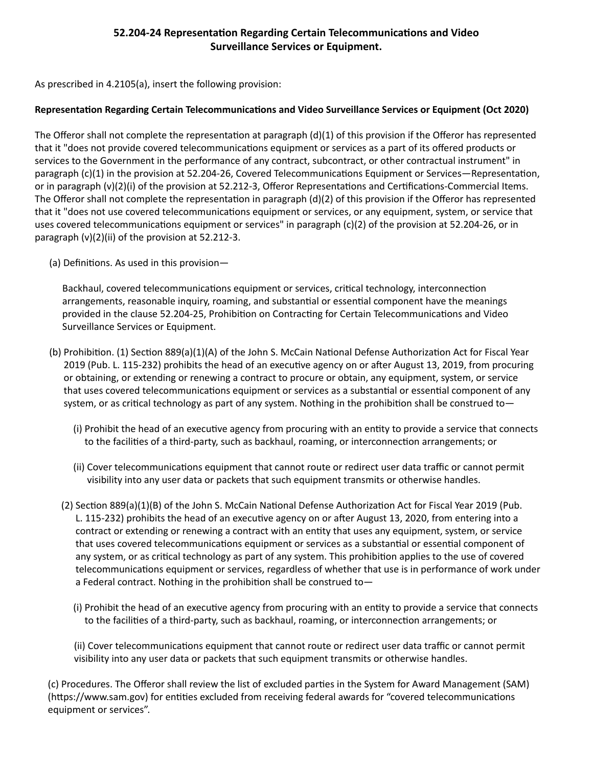## 52.204-24 Representation Regarding Certain Telecommunications and Video Surveillance Services or Equipment.

As prescribed in 4.2105(a), insert the following provision:

**Representation Regarding Certain Telecommunications and Video Surveillance Services or Equipment (Oct 2020)**

The Offeror shall not complete the representation at paragraph (d)(1) of this provision if the Offeror has represented that it "does not provide covered telecommunications equipment or services as a part of its offered products or services to the Government in the performance of any contract, subcontract, or other contractual instrument" in paragraph (c)(1) in the provision at 52.204-26, Covered Telecommunications Equipment or Services—Representation, or in paragraph (v)(2)(i) of the provision at 52.212-3, Offeror Representations and Certifications-Commercial Items. The Offeror shall not complete the representation in paragraph (d)(2) of this provision if the Offeror has represented that it "does not use covered telecommunications equipment or services, or any equipment, system, or service that uses covered telecommunications equipment or services" in paragraph (c)(2) of the provision at 52.204-26, or in paragraph (v)(2)(ii) of the provision at 52.212-3.

(a) Definitions. As used in this provision—

Backhaul, covered telecommunications equipment or services, critical technology, interconnection arrangements, reasonable inquiry, roaming, and substantial or essential component have the meanings provided in the clause 52.204-25, Prohibition on Contracting for Certain Telecommunications and Video Surveillance Services or Equipment.

(b) Prohibition. (1) Section 889(a)(1)(A) of the John S. McCain National Defense Authorization Act for Fiscal Year 2019 (Pub. L. 115-232) prohibits the head of an executive agency on or after August 13, 2019, from procuring or obtaining, or extending or renewing a contract to procure or obtain, any equipment, system, or service that uses covered telecommunications equipment or services as a substantial or essential component of any system, or as critical technology as part of any system. Nothing in the prohibition shall be construed to—

(i) Prohibit the head of an executive agency from procuring with an entity to provide a service that connects to the facilities of a third-party, such as backhaul, roaming, or interconnection arrangements; or

(ii) Cover telecommunications equipment that cannot route or redirect user data traffic or cannot permit visibility into any user data or packets that such equipment transmits or otherwise handles.

(2) Section 889(a)(1)(B) of the John S. McCain National Defense Authorization Act for Fiscal Year 2019 (Pub. L. 115-232) prohibits the head of an executive agency on or after August 13, 2020, from entering into a contract or extending or renewing a contract with an entity that uses any equipment, system, or service that uses covered telecommunications equipment or services as a substantial or essential component of any system, or as critical technology as part of any system. This prohibition applies to the use of covered telecommunications equipment or services, regardless of whether that use is in performance of work under a Federal contract. Nothing in the prohibition shall be construed to—

(i) Prohibit the head of an executive agency from procuring with an entity to provide a service that connects to the facilities of a third-party, such as backhaul, roaming, or interconnection arrangements; or

(ii) Cover telecommunications equipment that cannot route or redirect user data traffic or cannot permit visibility into any user data or packets that such equipment transmits or otherwise handles.

(c) Procedures. The Offeror shall review the list of excluded parties in the System for Award Management (SAM) (https://www.sam.gov) for entities excluded from receiving federal awards for "covered telecommunications equipment or services".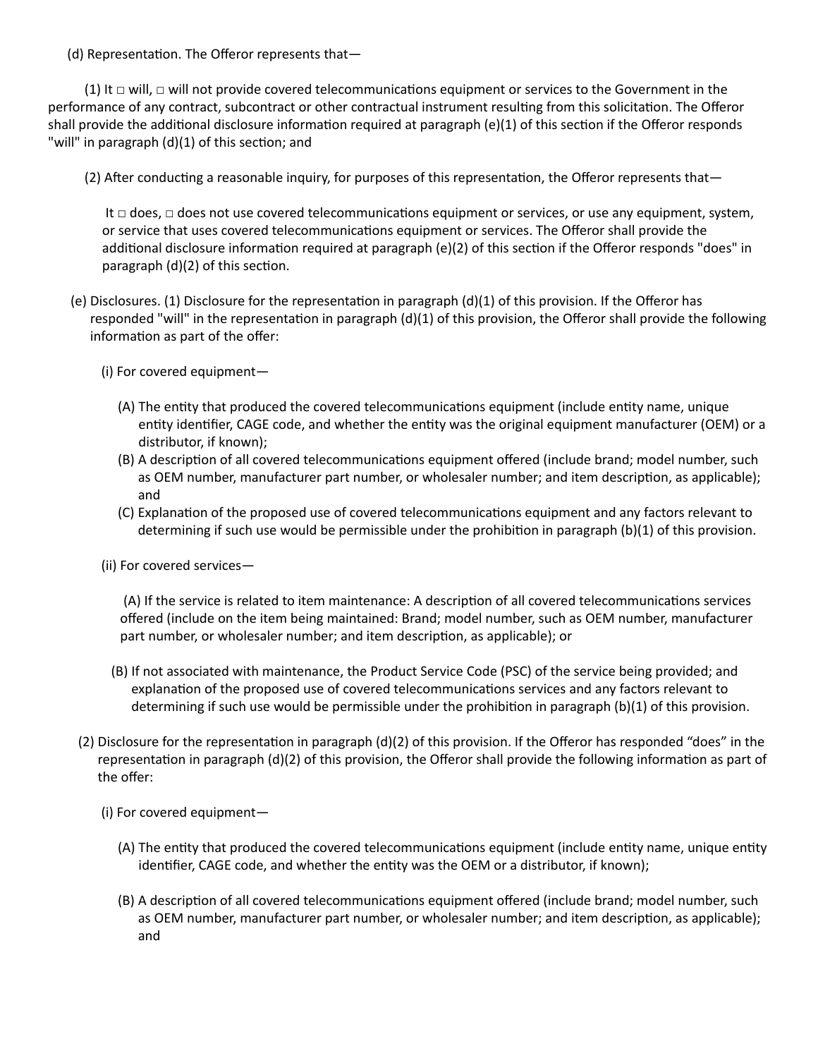(d) Representation. The Offeror represents that—

(1) It □ will, □ will not provide covered telecommunications equipment or services to the Government in the performance of any contract, subcontract or other contractual instrument resulting from this solicitation. The Offeror shall provide the additional disclosure information required at paragraph (e)(1) of this section if the Offeror responds "will" in paragraph (d)(1) of this section; and

(2) After conducting a reasonable inquiry, for purposes of this representation, the Offeror represents that—

It □ does, □ does not use covered telecommunications equipment or services, or use any equipment, system, or service that uses covered telecommunications equipment or services. The Offeror shall provide the additional disclosure information required at paragraph (e)(2) of this section if the Offeror responds "does" in paragraph (d)(2) of this section.

(e) Disclosures. (1) Disclosure for the representation in paragraph (d)(1) of this provision. If the Offeror has responded "will" in the representation in paragraph (d)(1) of this provision, the Offeror shall provide the following information as part of the offer:

(i) For covered equipment—

(A) The entity that produced the covered telecommunications equipment (include entity name, unique entity identifier, CAGE code, and whether the entity was the original equipment manufacturer (OEM) or a distributor, if known);

(B) A description of all covered telecommunications equipment offered (include brand; model number, such as OEM number, manufacturer part number, or wholesaler number; and item description, as applicable); and

(C) Explanation of the proposed use of covered telecommunications equipment and any factors relevant to determining if such use would be permissible under the prohibition in paragraph (b)(1) of this provision.

(ii) For covered services—

(A) If the service is related to item maintenance: A description of all covered telecommunications services offered (include on the item being maintained: Brand; model number, such as OEM number, manufacturer part number, or wholesaler number; and item description, as applicable); or

(B) If not associated with maintenance, the Product Service Code (PSC) of the service being provided; and explanation of the proposed use of covered telecommunications services and any factors relevant to determining if such use would be permissible under the prohibition in paragraph (b)(1) of this provision.

(2) Disclosure for the representation in paragraph (d)(2) of this provision. If the Offeror has responded "does" in the representation in paragraph (d)(2) of this provision, the Offeror shall provide the following information as part of the offer:

(i) For covered equipment—

(A) The entity that produced the covered telecommunications equipment (include entity name, unique entity identifier, CAGE code, and whether the entity was the OEM or a distributor, if known);

(B) A description of all covered telecommunications equipment offered (include brand; model number, such as OEM number, manufacturer part number, or wholesaler number; and item description, as applicable); and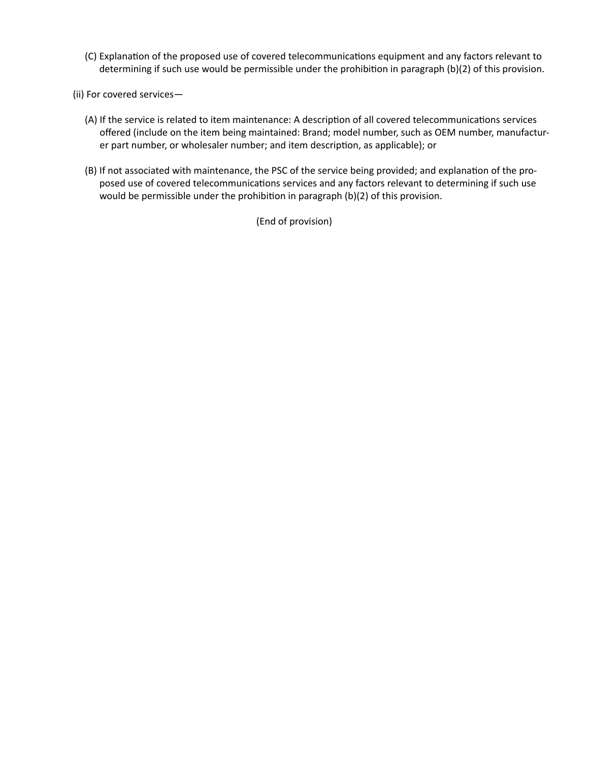(C) Explanation of the proposed use of covered telecommunications equipment and any factors relevant to determining if such use would be permissible under the prohibition in paragraph (b)(2) of this provision.

(ii) For covered services—

(A) If the service is related to item maintenance: A description of all covered telecommunications services offered (include on the item being maintained: Brand; model number, such as OEM number, manufacturer part number, or wholesaler number; and item description, as applicable); or

(B) If not associated with maintenance, the PSC of the service being provided; and explanation of the proposed use of covered telecommunications services and any factors relevant to determining if such use would be permissible under the prohibition in paragraph (b)(2) of this provision.

(End of provision)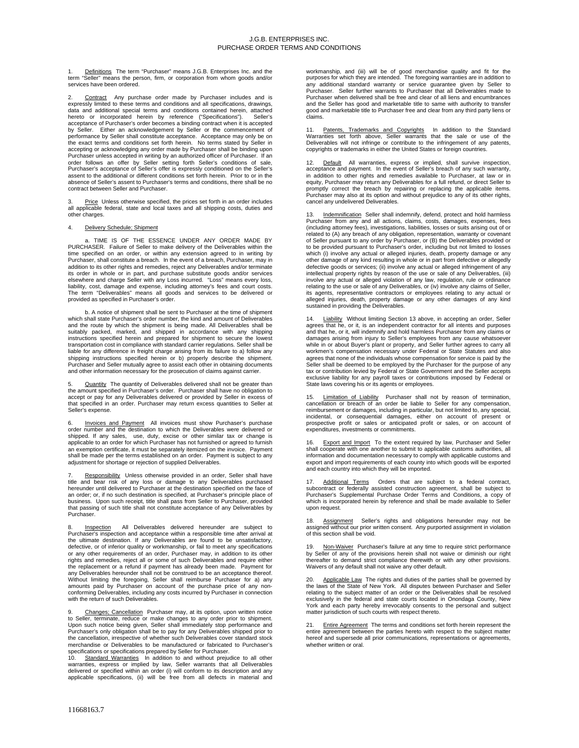# J.G.B. ENTERPRISES INC.
## PURCHASE ORDER TERMS AND CONDITIONS

1. <u>Definitions</u> The term "Purchaser" means J.G.B. Enterprises Inc. and the term "Seller" means the person, firm, or corporation from whom goods and/or services have been ordered.

2. <u>Contract</u> Any purchase order made by Purchaser includes and is expressly limited to these terms and conditions and all specifications, drawings, data and additional special terms and conditions contained herein, attached hereto or incorporated herein by reference ("Specifications"). Seller's acceptance of Purchaser's order becomes a binding contract when it is accepted by Seller. Either an acknowledgement by Seller or the commencement of performance by Seller shall constitute acceptance. Acceptance may only be on the exact terms and conditions set forth herein. No terms stated by Seller in accepting or acknowledging any order made by Purchaser shall be binding upon Purchaser unless accepted in writing by an authorized officer of Purchaser. If an order follows an offer by Seller setting forth Seller's conditions of sale, Purchaser's acceptance of Seller's offer is expressly conditioned on the Seller's assent to the additional or different conditions set forth herein. Prior to or in the absence of Seller's assent to Purchaser's terms and conditions, there shall be no contract between Seller and Purchaser.

3. <u>Price</u> Unless otherwise specified, the prices set forth in an order includes all applicable federal, state and local taxes and all shipping costs, duties and other charges.

4. <u>Delivery Schedule; Shipment</u>

a. TIME IS OF THE ESSENCE UNDER ANY ORDER MADE BY PURCHASER. Failure of Seller to make delivery of the Deliverables within the time specified on an order, or within any extension agreed to in writing by Purchaser, shall constitute a breach. In the event of a breach, Purchaser, may in addition to its other rights and remedies, reject any Deliverables and/or terminate its order in whole or in part, and purchase substitute goods and/or services elsewhere and charge Seller with any Loss incurred. "Loss" means every loss, liability, cost, damage and expense, including attorney's fees and court costs. The term "Deliverables" means all goods and services to be delivered or provided as specified in Purchaser's order.

b. A notice of shipment shall be sent to Purchaser at the time of shipment which shall state Purchaser's order number, the kind and amount of Deliverables and the route by which the shipment is being made. All Deliverables shall be suitably packed, marked, and shipped in accordance with any shipping instructions specified herein and prepared for shipment to secure the lowest transportation cost in compliance with standard carrier regulations. Seller shall be liable for any difference in freight charge arising from its failure to a) follow any shipping instructions specified herein or b) properly describe the shipment. Purchaser and Seller mutually agree to assist each other in obtaining documents and other information necessary for the prosecution of claims against carrier.

5. <u>Quantity</u> The quantity of Deliverables delivered shall not be greater than the amount specified in Purchaser's order. Purchaser shall have no obligation to accept or pay for any Deliverables delivered or provided by Seller in excess of that specified in an order. Purchaser may return excess quantities to Seller at Seller's expense.

6. <u>Invoices and Payment</u> All invoices must show Purchaser's purchase order number and the destination to which the Deliverables were delivered or shipped. If any sales, use, duty, excise or other similar tax or change is applicable to an order for which Purchaser has not furnished or agreed to furnish an exemption certificate, it must be separately itemized on the invoice. Payment shall be made per the terms established on an order. Payment is subject to any adjustment for shortage or rejection of supplied Deliverables.

7. <u>Responsibility</u> Unless otherwise provided in an order, Seller shall have title and bear risk of any loss or damage to any Deliverables purchased hereunder until delivered to Purchaser at the destination specified on the face of an order; or, if no such destination is specified, at Purchaser's principle place of business. Upon such receipt, title shall pass from Seller to Purchaser, provided that passing of such title shall not constitute acceptance of any Deliverables by Purchaser.

8. <u>Inspection</u> All Deliverables delivered hereunder are subject to Purchaser's inspection and acceptance within a responsible time after arrival at the ultimate destination. If any Deliverables are found to be unsatisfactory, defective, or of inferior quality or workmanship, or fail to meet any specifications or any other requirements of an order, Purchaser may, in addition to its other rights and remedies, reject all or some of such Deliverables and require either the replacement or a refund if payment has already been made. Payment for any Deliverables hereunder shall not be construed to be an acceptance thereof. Without limiting the foregoing, Seller shall reimburse Purchaser for a) any amounts paid by Purchaser on account of the purchase price of any non-conforming Deliverables, including any costs incurred by Purchaser in connection with the return of such Deliverables.

9. <u>Changes; Cancellation</u> Purchaser may, at its option, upon written notice to Seller, terminate, reduce or make changes to any order prior to shipment. Upon such notice being given, Seller shall immediately stop performance and Purchaser's only obligation shall be to pay for any Deliverables shipped prior to the cancellation, irrespective of whether such Deliverables cover standard stock merchandise or Deliverables to be manufactured or fabricated to Purchaser's specifications or specifications prepared by Seller for Purchaser.

10. <u>Standard Warranties</u> In addition to and without prejudice to all other warranties, express or implied by law, Seller warrants that all Deliverables delivered or specified within an order (i) will conform to its description and any applicable specifications, (ii) will be free from all defects in material and workmanship, and (iii) will be of good merchandise quality and fit for the purposes for which they are intended. The foregoing warranties are in addition to any additional standard warranty or service guarantee given by Seller to Purchaser. Seller further warrants to Purchaser that all Deliverables made to Purchaser when delivered shall be free and clear of all liens and encumbrances and the Seller has good and marketable title to same with authority to transfer good and marketable title to Purchaser free and clear from any third party liens or claims.

11. <u>Patents, Trademarks and Copyrights</u> In addition to the Standard Warranties set forth above, Seller warrants that the sale or use of the Deliverables will not infringe or contribute to the infringement of any patents, copyrights or trademarks in either the United States or foreign countries.

12. <u>Default</u> All warranties, express or implied, shall survive inspection, acceptance and payment. In the event of Seller's breach of any such warranty, in addition to other rights and remedies available to Purchaser, at law or in equity, Purchaser may return any Deliverables for a full refund, or direct Seller to promptly correct the breach by repairing or replacing the applicable items. Purchaser may also at its option and without prejudice to any of its other rights, cancel any undelivered Deliverables.

13. <u>Indemnification</u> Seller shall indemnify, defend, protect and hold harmless Purchaser from any and all actions, claims, costs, damages, expenses, fees (including attorney fees), investigations, liabilities, losses or suits arising out of or related to (A) any breach of any obligation, representation, warranty or covenant of Seller pursuant to any order by Purchaser, or (B) the Deliverables provided or to be provided pursuant to Purchaser's order, including but not limited to losses which (i) involve any actual or alleged injuries, death, property damage or any other damage of any kind resulting in whole or in part from defective or allegedly defective goods or services; (ii) involve any actual or alleged infringement of any intellectual property rights by reason of the use or sale of any Deliverables, (iii) involve any actual or alleged violation of any law, regulation, rule or ordinance relating to the use or sale of any Deliverables, or (iv) involve any claims of Seller, its agents, representative contractors or employees relating to any actual or alleged injuries, death, property damage or any other damages of any kind sustained in providing the Deliverables.

14. <u>Liability</u> Without limiting Section 13 above, in accepting an order, Seller agrees that he, or it, is an independent contractor for all intents and purposes and that he, or it, will indemnify and hold harmless Purchaser from any claims or damages arising from injury to Seller's employees from any cause whatsoever while in or about Buyer's plant or property, and Seller further agrees to carry all workmen's compensation necessary under Federal or State Statutes and also agrees that none of the individuals whose compensation for service is paid by the Seller shall be deemed to be employed by the Purchaser for the purpose of any tax or contribution levied by Federal or State Government and the Seller accepts exclusive liability for any payroll taxes or contributions imposed by Federal or State laws covering his or its agents or employees.

15. <u>Limitation of Liability</u> Purchaser shall not by reason of termination, cancellation or breach of an order be liable to Seller for any compensation, reimbursement or damages, including in particular, but not limited to, any special, incidental, or consequential damages, either on account of present or prospective profit or sales or anticipated profit or sales, or on account of expenditures, investments or commitments.

16. <u>Export and Import</u> To the extent required by law, Purchaser and Seller shall cooperate with one another to submit to applicable customs authorities, all information and documentation necessary to comply with applicable customs and export and import requirements of each county into which goods will be exported and each country into which they will be imported.

17. <u>Additional Terms</u> Orders that are subject to a federal contract, subcontract or federally assisted construction agreement, shall be subject to Purchaser's Supplemental Purchase Order Terms and Conditions, a copy of which is incorporated herein by reference and shall be made available to Seller upon request.

18. <u>Assignment</u> Seller's rights and obligations hereunder may not be assigned without our prior written consent. Any purported assignment in violation of this section shall be void.

19. <u>Non-Waiver</u> Purchaser's failure at any time to require strict performance by Seller of any of the provisions herein shall not waive or diminish our right thereafter to demand strict compliance therewith or with any other provisions. Waivers of any default shall not waive any other default.

20. <u>Applicable Law</u> The rights and duties of the parties shall be governed by the laws of the State of New York. All disputes between Purchaser and Seller relating to the subject matter of an order or the Deliverables shall be resolved exclusively in the federal and state courts located in Onondaga County, New York and each party hereby irrevocably consents to the personal and subject matter jurisdiction of such courts with respect thereto.

21. <u>Entire Agreement</u> The terms and conditions set forth herein represent the entire agreement between the parties hereto with respect to the subject matter hereof and supersede all prior communications, representations or agreements, whether written or oral.

11668163.7